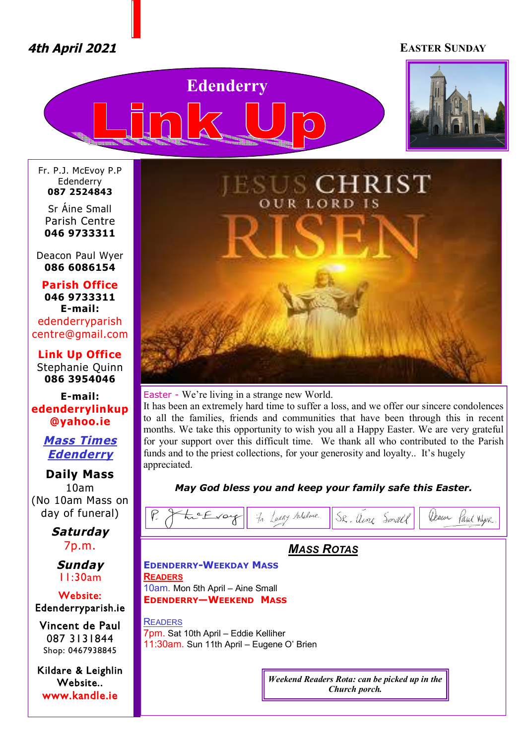*4th April 2021*

**EASTER SUNDAY**

# Edenderry Link Up

Fr. P.J. McEvoy P.P
Edenderry
**087 2524843**

Sr Áine Small
Parish Centre
**046 9733311**

Deacon Paul Wyer
**086 6086154**

**Parish Office**
**046 9733311**
**E-mail:**
edenderryparish centre@gmail.com

**Link Up Office**
Stephanie Quinn
**086 3954046**

**E-mail:**
**edenderrylinkup @yahoo.ie**

***Mass Times Edenderry***

**Daily Mass**
10am
(No 10am Mass on day of funeral)

***Saturday***
7p.m.

***Sunday***
11:30am

**Website:**
Edenderryparish.ie

Vincent de Paul
087 3131844
Shop: 0467938845

Kildare & Leighlin Website..
**www.kandle.ie**

JESUS CHRIST OUR LORD IS RISEN

Easter - We're living in a strange new World.
It has been an extremely hard time to suffer a loss, and we offer our sincere condolences to all the families, friends and communities that have been through this in recent months. We take this opportunity to wish you all a Happy Easter. We are very grateful for your support over this difficult time. We thank all who contributed to the Parish funds and to the priest collections, for your generosity and loyalty.. It's hugely appreciated.

***May God bless you and keep your family safe this Easter.***

P. J. McEvoy    Fr. Larry Malone    Sr. Áine Small    Deacon Paul Wyer

## *MASS ROTAS*

**EDENDERRY-WEEKDAY MASS**

**READERS**

10am. Mon 5th April – Aine Small

**EDENDERRY—WEEKEND MASS**

READERS

7pm. Sat 10th April – Eddie Kelliher
11:30am. Sun 11th April – Eugene O' Brien

***Weekend Readers Rota: can be picked up in the Church porch.***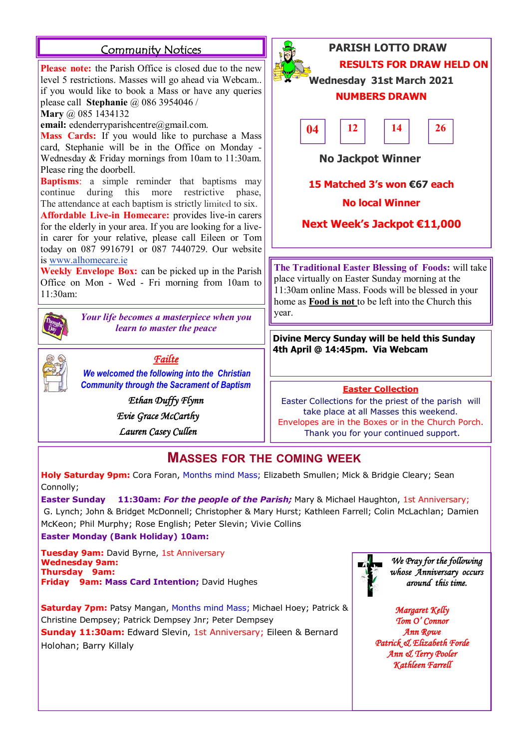## Community Notices

**Please note:** the Parish Office is closed due to the new level 5 restrictions. Masses will go ahead via Webcam.. if you would like to book a Mass or have any queries please call **Stephanie** @ 086 3954046 / **Mary** @ 085 1434132
**email:** edenderryparishcentre@gmail.com.

**Mass Cards:** If you would like to purchase a Mass card, Stephanie will be in the Office on Monday - Wednesday & Friday mornings from 10am to 11:30am. Please ring the doorbell.

**Baptisms**: a simple reminder that baptisms may continue during this more restrictive phase, The attendance at each baptism is strictly limited to six.

**Affordable Live-in Homecare:** provides live-in carers for the elderly in your area. If you are looking for a live-in carer for your relative, please call Eileen or Tom today on 087 9916791 or 087 7440729. Our website is www.alhomecare.ie

**Weekly Envelope Box:** can be picked up in the Parish Office on Mon - Wed - Fri morning from 10am to 11:30am:

*Your life becomes a masterpiece when you learn to master the peace*

### *Failte*

***We welcomed the following into the Christian Community through the Sacrament of Baptism***

*Ethan Duffy Flynn*
*Evie Grace McCarthy*
*Lauren Casey Cullen*

## PARISH LOTTO DRAW

**RESULTS FOR DRAW HELD ON Wednesday 31st March 2021**

**NUMBERS DRAWN**

**04** **12** **14** **26**

**No Jackpot Winner**

**15 Matched 3's won €67 each**

**No local Winner**

**Next Week's Jackpot €11,000**

**The Traditional Easter Blessing of Foods:** will take place virtually on Easter Sunday morning at the 11:30am online Mass. Foods will be blessed in your home as **Food is not** to be left into the Church this year.

**Divine Mercy Sunday will be held this Sunday 4th April @ 14:45pm. Via Webcam**

**Easter Collection**

Easter Collections for the priest of the parish will take place at all Masses this weekend. Envelopes are in the Boxes or in the Church Porch. Thank you for your continued support.

## MASSES FOR THE COMING WEEK

**Holy Saturday 9pm:** Cora Foran, Months mind Mass; Elizabeth Smullen; Mick & Bridgie Cleary; Sean Connolly;

**Easter Sunday 11:30am:** ***For the people of the Parish;*** Mary & Michael Haughton, 1st Anniversary; G. Lynch; John & Bridget McDonnell; Christopher & Mary Hurst; Kathleen Farrell; Colin McLachlan; Damien McKeon; Phil Murphy; Rose English; Peter Slevin; Vivie Collins

**Easter Monday (Bank Holiday) 10am:**

**Tuesday 9am:** David Byrne, 1st Anniversary
**Wednesday 9am:**
**Thursday 9am:**
**Friday 9am: Mass Card Intention;** David Hughes

**Saturday 7pm:** Patsy Mangan, Months mind Mass; Michael Hoey; Patrick & Christine Dempsey; Patrick Dempsey Jnr; Peter Dempsey
**Sunday 11:30am:** Edward Slevin, 1st Anniversary; Eileen & Bernard Holohan; Barry Killaly

*We Pray for the following whose Anniversary occurs around this time.*

*Margaret Kelly*
*Tom O' Connor*
*Ann Rowe*
*Patrick & Elizabeth Forde*
*Ann & Terry Pooler*
*Kathleen Farrell*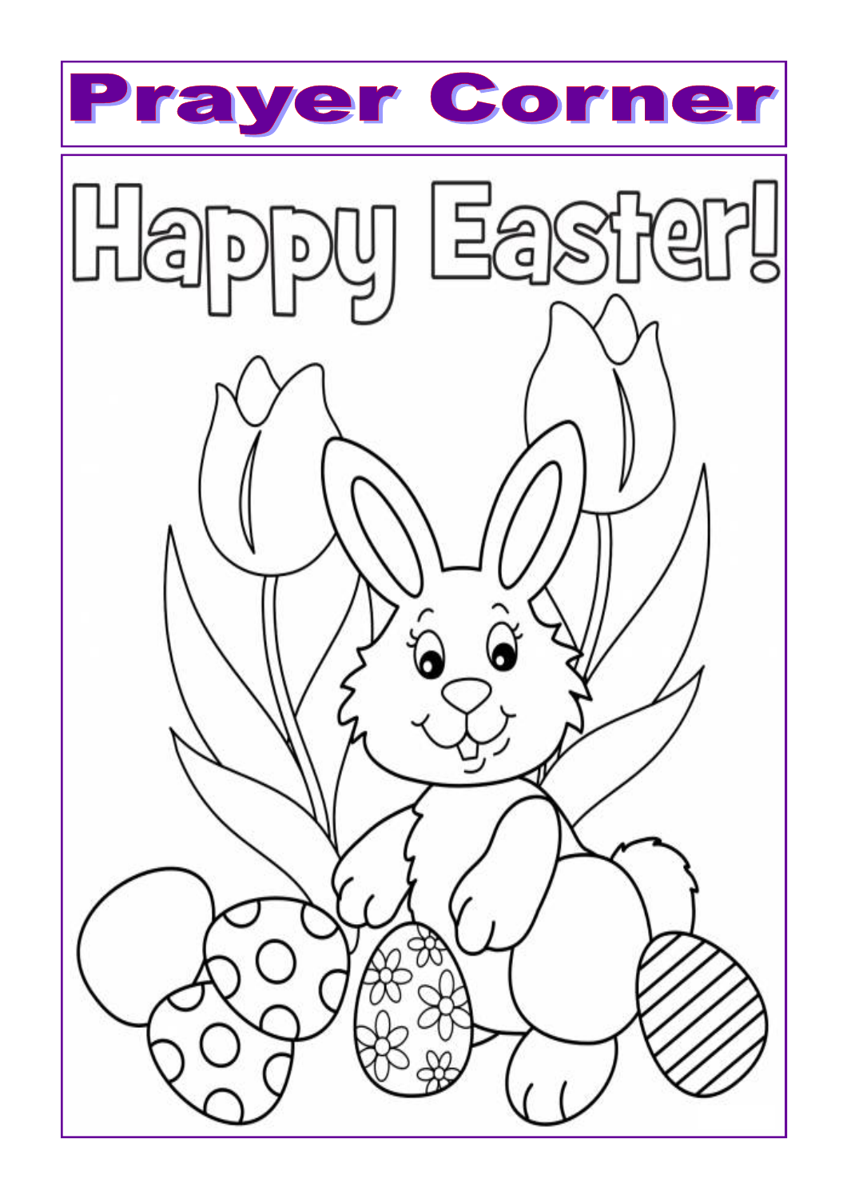# Prayer Corner

Happy Easter!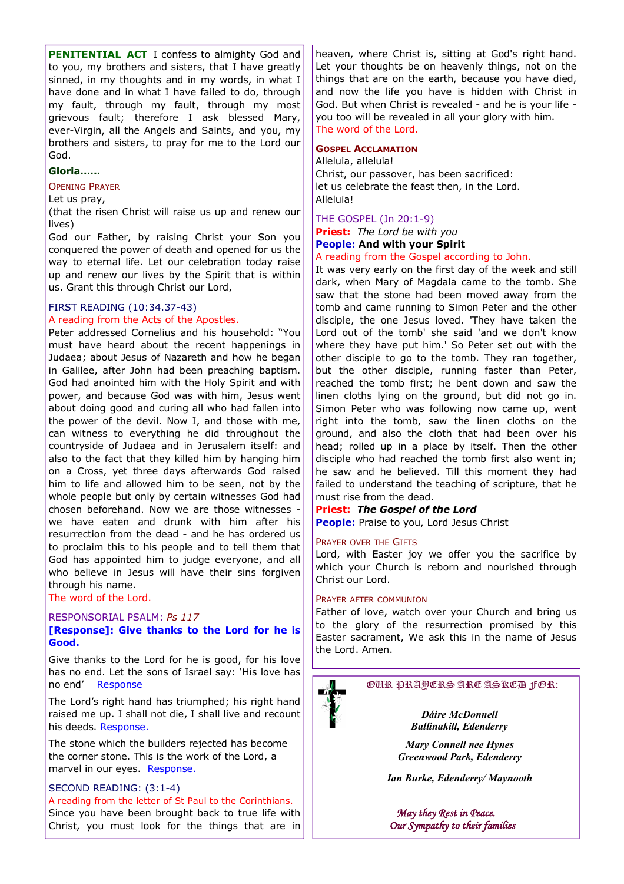**PENITENTIAL ACT** I confess to almighty God and to you, my brothers and sisters, that I have greatly sinned, in my thoughts and in my words, in what I have done and in what I have failed to do, through my fault, through my fault, through my most grievous fault; therefore I ask blessed Mary, ever-Virgin, all the Angels and Saints, and you, my brothers and sisters, to pray for me to the Lord our God.

**Gloria……**

OPENING PRAYER

Let us pray,

(that the risen Christ will raise us up and renew our lives)

God our Father, by raising Christ your Son you conquered the power of death and opened for us the way to eternal life. Let our celebration today raise up and renew our lives by the Spirit that is within us. Grant this through Christ our Lord,

FIRST READING (10:34.37-43)

A reading from the Acts of the Apostles.

Peter addressed Cornelius and his household: "You must have heard about the recent happenings in Judaea; about Jesus of Nazareth and how he began in Galilee, after John had been preaching baptism. God had anointed him with the Holy Spirit and with power, and because God was with him, Jesus went about doing good and curing all who had fallen into the power of the devil. Now I, and those with me, can witness to everything he did throughout the countryside of Judaea and in Jerusalem itself: and also to the fact that they killed him by hanging him on a Cross, yet three days afterwards God raised him to life and allowed him to be seen, not by the whole people but only by certain witnesses God had chosen beforehand. Now we are those witnesses - we have eaten and drunk with him after his resurrection from the dead - and he has ordered us to proclaim this to his people and to tell them that God has appointed him to judge everyone, and all who believe in Jesus will have their sins forgiven through his name.

The word of the Lord.

RESPONSORIAL PSALM: *Ps 117*

**[Response]: Give thanks to the Lord for he is Good.**

Give thanks to the Lord for he is good, for his love has no end. Let the sons of Israel say: 'His love has no end' Response

The Lord's right hand has triumphed; his right hand raised me up. I shall not die, I shall live and recount his deeds. Response.

The stone which the builders rejected has become the corner stone. This is the work of the Lord, a marvel in our eyes. Response.

SECOND READING: (3:1-4)

A reading from the letter of St Paul to the Corinthians.

Since you have been brought back to true life with Christ, you must look for the things that are in heaven, where Christ is, sitting at God's right hand. Let your thoughts be on heavenly things, not on the things that are on the earth, because you have died, and now the life you have is hidden with Christ in God. But when Christ is revealed - and he is your life - you too will be revealed in all your glory with him.

The word of the Lord.

**GOSPEL ACCLAMATION**

Alleluia, alleluia!

Christ, our passover, has been sacrificed:

let us celebrate the feast then, in the Lord.

Alleluia!

THE GOSPEL (Jn 20:1-9)

**Priest:** *The Lord be with you*

**People: And with your Spirit**

A reading from the Gospel according to John.

It was very early on the first day of the week and still dark, when Mary of Magdala came to the tomb. She saw that the stone had been moved away from the tomb and came running to Simon Peter and the other disciple, the one Jesus loved. 'They have taken the Lord out of the tomb' she said 'and we don't know where they have put him.' So Peter set out with the other disciple to go to the tomb. They ran together, but the other disciple, running faster than Peter, reached the tomb first; he bent down and saw the linen cloths lying on the ground, but did not go in. Simon Peter who was following now came up, went right into the tomb, saw the linen cloths on the ground, and also the cloth that had been over his head; rolled up in a place by itself. Then the other disciple who had reached the tomb first also went in; he saw and he believed. Till this moment they had failed to understand the teaching of scripture, that he must rise from the dead.

**Priest:** ***The Gospel of the Lord***

**People:** Praise to you, Lord Jesus Christ

PRAYER OVER THE GIFTS

Lord, with Easter joy we offer you the sacrifice by which your Church is reborn and nourished through Christ our Lord.

PRAYER AFTER COMMUNION

Father of love, watch over your Church and bring us to the glory of the resurrection promised by this Easter sacrament, We ask this in the name of Jesus the Lord. Amen.

OUR PRAYERS ARE ASKED FOR:

***Dáire McDonnell***
***Ballinakill, Edenderry***

***Mary Connell nee Hynes***
***Greenwood Park, Edenderry***

***Ian Burke, Edenderry/ Maynooth***

*May they Rest in Peace.*
*Our Sympathy to their families*